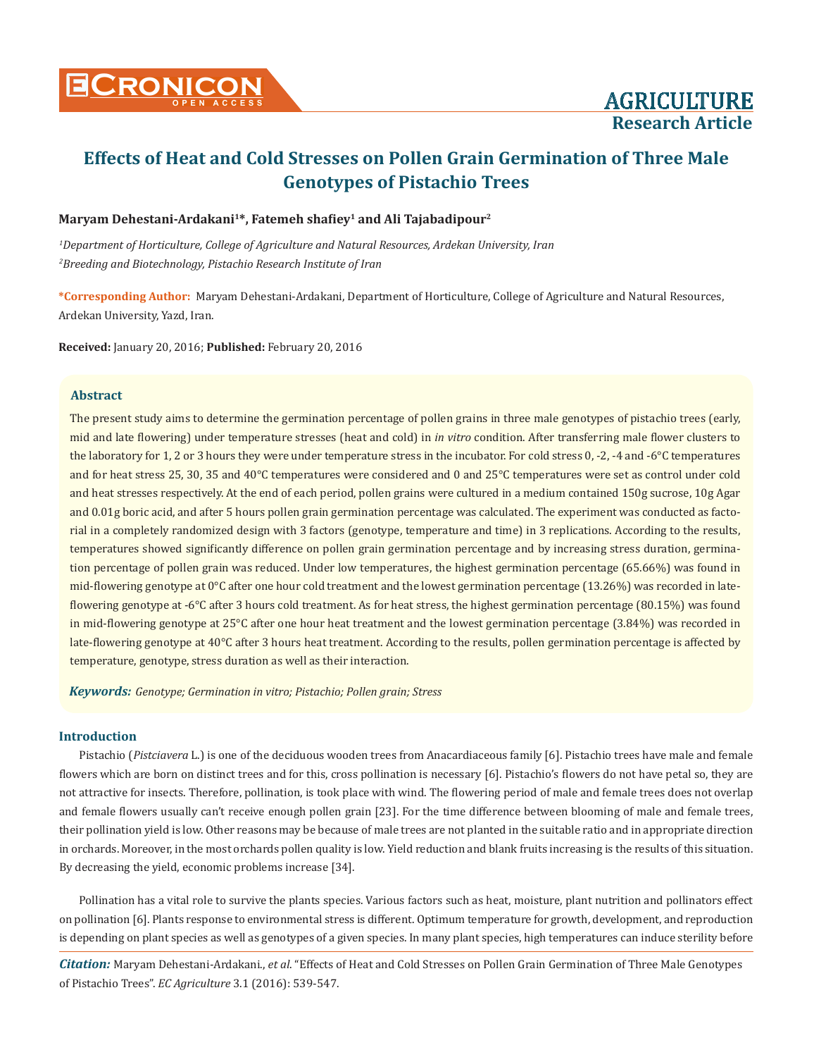# Effects of Heat and Cold Stresses on Pollen Grain Germination of Three Male Genotypes of Pistachio Trees

**Maryam Dehestani-Ardakani[1]*, Fatemeh shafiey[1] and Ali Tajabadipour[2]**

*[1]Department of Horticulture, College of Agriculture and Natural Resources, Ardekan University, Iran*

*[2]Breeding and Biotechnology, Pistachio Research Institute of Iran*

**\*Corresponding Author:** Maryam Dehestani-Ardakani, Department of Horticulture, College of Agriculture and Natural Resources, Ardekan University, Yazd, Iran.

**Received:** January 20, 2016; **Published:** February 20, 2016

## Abstract

The present study aims to determine the germination percentage of pollen grains in three male genotypes of pistachio trees (early, mid and late flowering) under temperature stresses (heat and cold) in *in vitro* condition. After transferring male flower clusters to the laboratory for 1, 2 or 3 hours they were under temperature stress in the incubator. For cold stress 0, -2, -4 and -6°C temperatures and for heat stress 25, 30, 35 and 40°C temperatures were considered and 0 and 25°C temperatures were set as control under cold and heat stresses respectively. At the end of each period, pollen grains were cultured in a medium contained 150g sucrose, 10g Agar and 0.01g boric acid, and after 5 hours pollen grain germination percentage was calculated. The experiment was conducted as factorial in a completely randomized design with 3 factors (genotype, temperature and time) in 3 replications. According to the results, temperatures showed significantly difference on pollen grain germination percentage and by increasing stress duration, germination percentage of pollen grain was reduced. Under low temperatures, the highest germination percentage (65.66%) was found in mid-flowering genotype at 0°C after one hour cold treatment and the lowest germination percentage (13.26%) was recorded in late-flowering genotype at -6°C after 3 hours cold treatment. As for heat stress, the highest germination percentage (80.15%) was found in mid-flowering genotype at 25°C after one hour heat treatment and the lowest germination percentage (3.84%) was recorded in late-flowering genotype at 40°C after 3 hours heat treatment. According to the results, pollen germination percentage is affected by temperature, genotype, stress duration as well as their interaction.

***Keywords:*** *Genotype; Germination in vitro; Pistachio; Pollen grain; Stress*

## Introduction

Pistachio (*Pistciavera* L.) is one of the deciduous wooden trees from Anacardiaceous family [6]. Pistachio trees have male and female flowers which are born on distinct trees and for this, cross pollination is necessary [6]. Pistachio's flowers do not have petal so, they are not attractive for insects. Therefore, pollination, is took place with wind. The flowering period of male and female trees does not overlap and female flowers usually can't receive enough pollen grain [23]. For the time difference between blooming of male and female trees, their pollination yield is low. Other reasons may be because of male trees are not planted in the suitable ratio and in appropriate direction in orchards. Moreover, in the most orchards pollen quality is low. Yield reduction and blank fruits increasing is the results of this situation. By decreasing the yield, economic problems increase [34].

Pollination has a vital role to survive the plants species. Various factors such as heat, moisture, plant nutrition and pollinators effect on pollination [6]. Plants response to environmental stress is different. Optimum temperature for growth, development, and reproduction is depending on plant species as well as genotypes of a given species. In many plant species, high temperatures can induce sterility before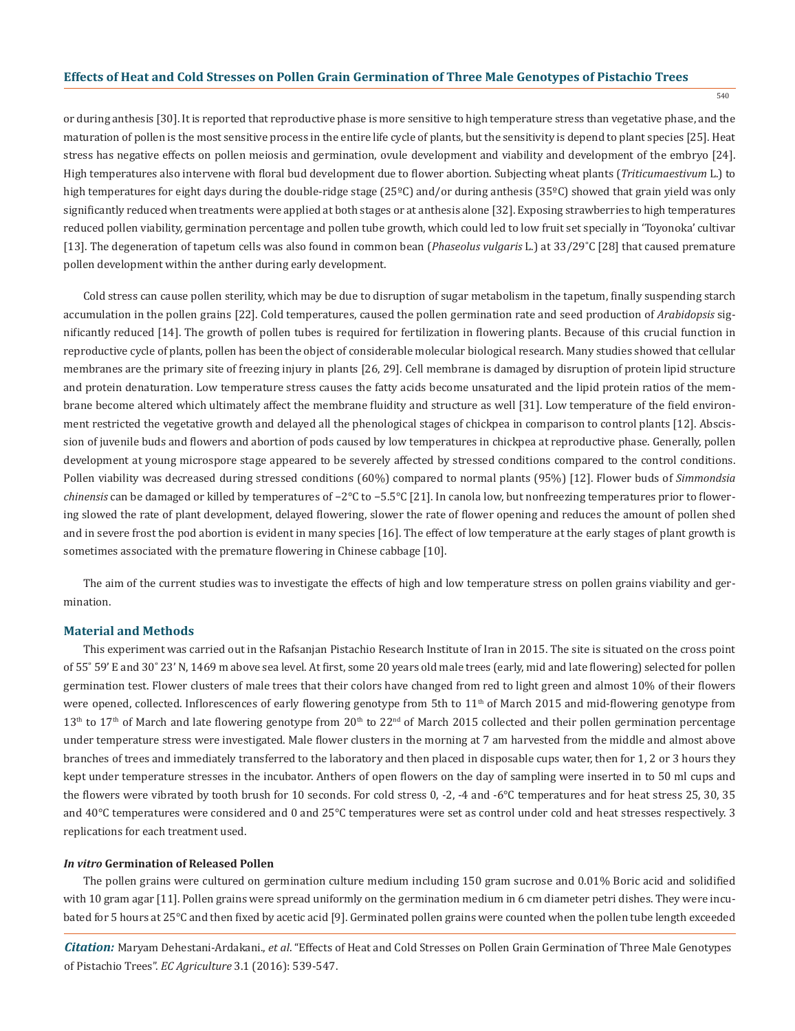or during anthesis [30]. It is reported that reproductive phase is more sensitive to high temperature stress than vegetative phase, and the maturation of pollen is the most sensitive process in the entire life cycle of plants, but the sensitivity is depend to plant species [25]. Heat stress has negative effects on pollen meiosis and germination, ovule development and viability and development of the embryo [24]. High temperatures also intervene with floral bud development due to flower abortion. Subjecting wheat plants (*Triticumaestivum* L.) to high temperatures for eight days during the double-ridge stage (25ºC) and/or during anthesis (35ºC) showed that grain yield was only significantly reduced when treatments were applied at both stages or at anthesis alone [32]. Exposing strawberries to high temperatures reduced pollen viability, germination percentage and pollen tube growth, which could led to low fruit set specially in 'Toyonoka' cultivar [13]. The degeneration of tapetum cells was also found in common bean (*Phaseolus vulgaris* L.) at 33/29˚C [28] that caused premature pollen development within the anther during early development.

Cold stress can cause pollen sterility, which may be due to disruption of sugar metabolism in the tapetum, finally suspending starch accumulation in the pollen grains [22]. Cold temperatures, caused the pollen germination rate and seed production of *Arabidopsis* significantly reduced [14]. The growth of pollen tubes is required for fertilization in flowering plants. Because of this crucial function in reproductive cycle of plants, pollen has been the object of considerable molecular biological research. Many studies showed that cellular membranes are the primary site of freezing injury in plants [26, 29]. Cell membrane is damaged by disruption of protein lipid structure and protein denaturation. Low temperature stress causes the fatty acids become unsaturated and the lipid protein ratios of the membrane become altered which ultimately affect the membrane fluidity and structure as well [31]. Low temperature of the field environment restricted the vegetative growth and delayed all the phenological stages of chickpea in comparison to control plants [12]. Abscission of juvenile buds and flowers and abortion of pods caused by low temperatures in chickpea at reproductive phase. Generally, pollen development at young microspore stage appeared to be severely affected by stressed conditions compared to the control conditions. Pollen viability was decreased during stressed conditions (60%) compared to normal plants (95%) [12]. Flower buds of *Simmondsia chinensis* can be damaged or killed by temperatures of −2°C to −5.5°C [21]. In canola low, but nonfreezing temperatures prior to flowering slowed the rate of plant development, delayed flowering, slower the rate of flower opening and reduces the amount of pollen shed and in severe frost the pod abortion is evident in many species [16]. The effect of low temperature at the early stages of plant growth is sometimes associated with the premature flowering in Chinese cabbage [10].

The aim of the current studies was to investigate the effects of high and low temperature stress on pollen grains viability and germination.

## Material and Methods

This experiment was carried out in the Rafsanjan Pistachio Research Institute of Iran in 2015. The site is situated on the cross point of 55˚ 59' E and 30˚ 23' N, 1469 m above sea level. At first, some 20 years old male trees (early, mid and late flowering) selected for pollen germination test. Flower clusters of male trees that their colors have changed from red to light green and almost 10% of their flowers were opened, collected. Inflorescences of early flowering genotype from 5th to 11th of March 2015 and mid-flowering genotype from 13th to 17th of March and late flowering genotype from 20th to 22nd of March 2015 collected and their pollen germination percentage under temperature stress were investigated. Male flower clusters in the morning at 7 am harvested from the middle and almost above branches of trees and immediately transferred to the laboratory and then placed in disposable cups water, then for 1, 2 or 3 hours they kept under temperature stresses in the incubator. Anthers of open flowers on the day of sampling were inserted in to 50 ml cups and the flowers were vibrated by tooth brush for 10 seconds. For cold stress 0, -2, -4 and -6°C temperatures and for heat stress 25, 30, 35 and 40°C temperatures were considered and 0 and 25°C temperatures were set as control under cold and heat stresses respectively. 3 replications for each treatment used.

### *In vitro* Germination of Released Pollen

The pollen grains were cultured on germination culture medium including 150 gram sucrose and 0.01% Boric acid and solidified with 10 gram agar [11]. Pollen grains were spread uniformly on the germination medium in 6 cm diameter petri dishes. They were incubated for 5 hours at 25°C and then fixed by acetic acid [9]. Germinated pollen grains were counted when the pollen tube length exceeded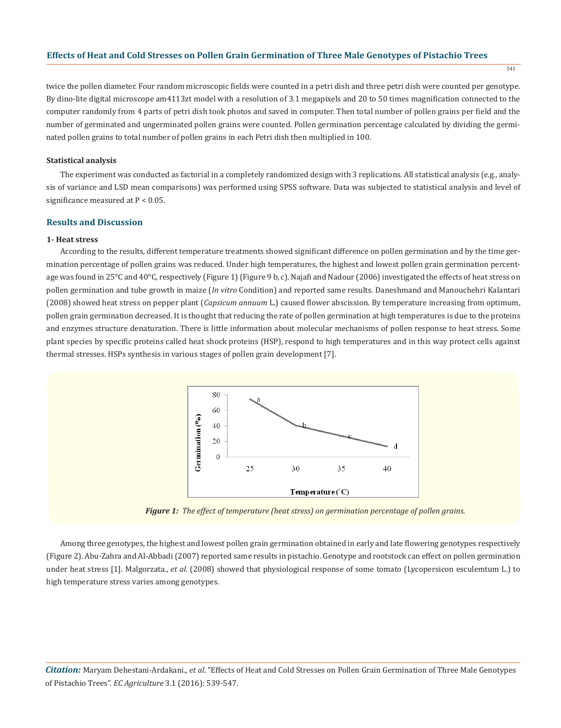twice the pollen diameter. Four random microscopic fields were counted in a petri dish and three petri dish were counted per genotype. By dino-lite digital microscope am4113zt model with a resolution of 3.1 megapixels and 20 to 50 times magnification connected to the computer randomly from 4 parts of petri dish took photos and saved in computer. Then total number of pollen grains per field and the number of germinated and ungerminated pollen grains were counted. Pollen germination percentage calculated by dividing the germinated pollen grains to total number of pollen grains in each Petri dish then multiplied in 100.

#### Statistical analysis

The experiment was conducted as factorial in a completely randomized design with 3 replications. All statistical analysis (e.g., analysis of variance and LSD mean comparisons) was performed using SPSS software. Data was subjected to statistical analysis and level of significance measured at $P < 0.05$.

## Results and Discussion

#### 1- Heat stress

According to the results, different temperature treatments showed significant difference on pollen germination and by the time germination percentage of pollen grains was reduced. Under high temperatures, the highest and lowest pollen grain germination percentage was found in 25°C and 40°C, respectively (Figure 1) (Figure 9 b, c). Najafi and Nadour (2006) investigated the effects of heat stress on pollen germination and tube growth in maize (*In vitro* Condition) and reported same results. Daneshmand and Manouchehri Kalantari (2008) showed heat stress on pepper plant (*Capsicum annuum* L.) caused flower abscission. By temperature increasing from optimum, pollen grain germination decreased. It is thought that reducing the rate of pollen germination at high temperatures is due to the proteins and enzymes structure denaturation. There is little information about molecular mechanisms of pollen response to heat stress. Some plant species by specific proteins called heat shock proteins (HSP), respond to high temperatures and in this way protect cells against thermal stresses. HSPs synthesis in various stages of pollen grain development [7].

***Figure 1:** The effect of temperature (heat stress) on germination percentage of pollen grains.*

Among three genotypes, the highest and lowest pollen grain germination obtained in early and late flowering genotypes respectively (Figure 2). Abu-Zahra and Al-Abbadi (2007) reported same results in pistachio. Genotype and rootstock can effect on pollen germination under heat stress [1]. Malgorzata., *et al.* (2008) showed that physiological response of some tomato (Lycopersicon esculemtum L.) to high temperature stress varies among genotypes.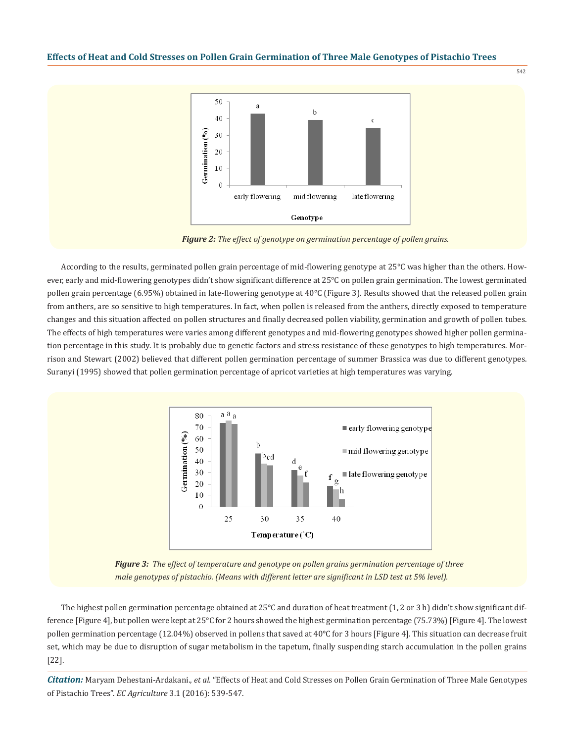Figure 2: The effect of genotype on germination percentage of pollen grains.

According to the results, germinated pollen grain percentage of mid-flowering genotype at 25°C was higher than the others. However, early and mid-flowering genotypes didn't show significant difference at 25°C on pollen grain germination. The lowest germinated pollen grain percentage (6.95%) obtained in late-flowering genotype at 40°C (Figure 3). Results showed that the released pollen grain from anthers, are so sensitive to high temperatures. In fact, when pollen is released from the anthers, directly exposed to temperature changes and this situation affected on pollen structures and finally decreased pollen viability, germination and growth of pollen tubes. The effects of high temperatures were varies among different genotypes and mid-flowering genotypes showed higher pollen germination percentage in this study. It is probably due to genetic factors and stress resistance of these genotypes to high temperatures. Morrison and Stewart (2002) believed that different pollen germination percentage of summer Brassica was due to different genotypes. Suranyi (1995) showed that pollen germination percentage of apricot varieties at high temperatures was varying.

Figure 3: The effect of temperature and genotype on pollen grains germination percentage of three male genotypes of pistachio. (Means with different letter are significant in LSD test at 5% level).

The highest pollen germination percentage obtained at 25°C and duration of heat treatment (1, 2 or 3 h) didn't show significant difference [Figure 4], but pollen were kept at 25°C for 2 hours showed the highest germination percentage (75.73%) [Figure 4]. The lowest pollen germination percentage (12.04%) observed in pollens that saved at 40°C for 3 hours [Figure 4]. This situation can decrease fruit set, which may be due to disruption of sugar metabolism in the tapetum, finally suspending starch accumulation in the pollen grains [22].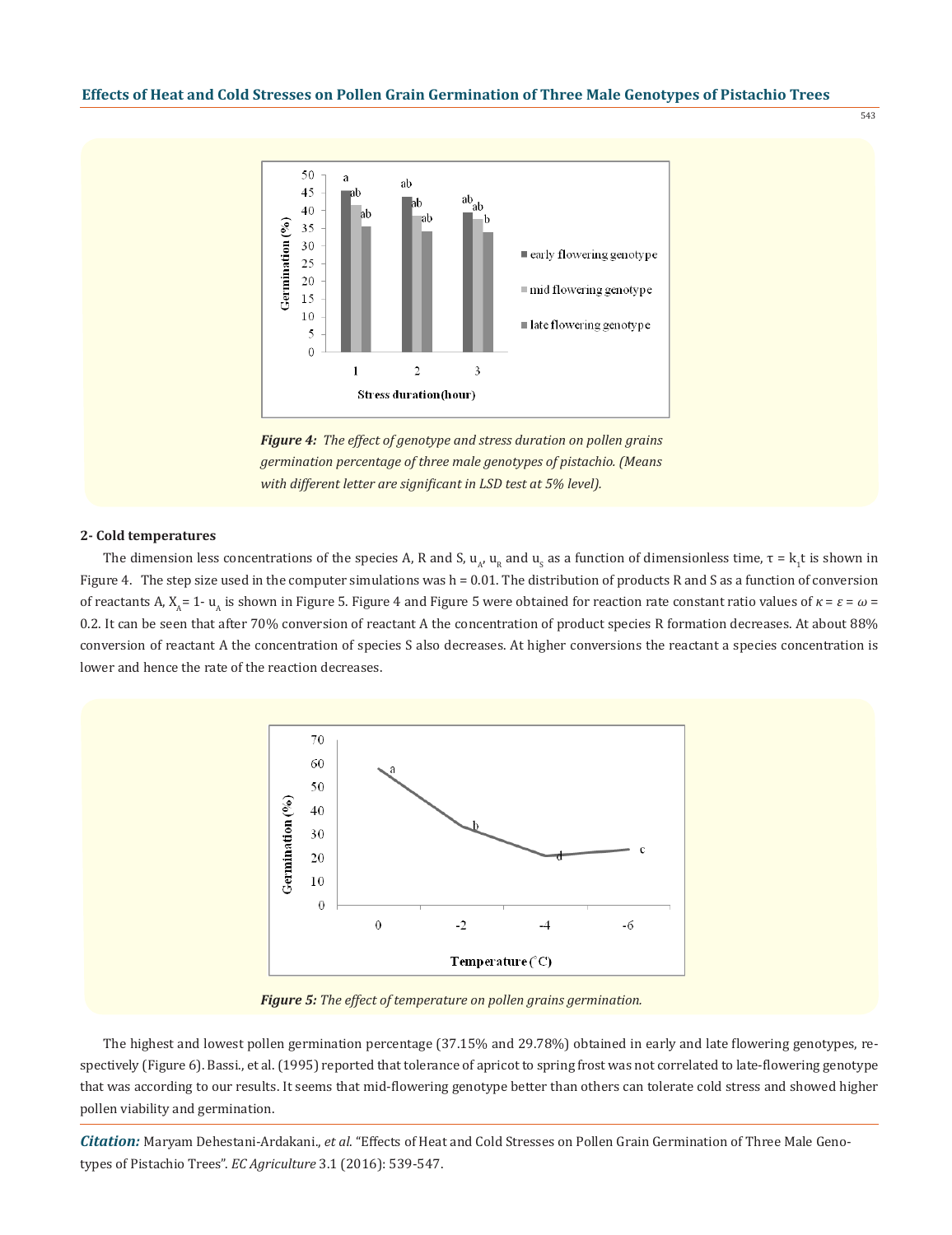*Figure 4: The effect of genotype and stress duration on pollen grains germination percentage of three male genotypes of pistachio. (Means with different letter are significant in LSD test at 5% level).*

**2- Cold temperatures**

The dimension less concentrations of the species A, R and S, $u_A$, $u_R$ and $u_S$ as a function of dimensionless time, $\tau = k_1 t$ is shown in Figure 4. The step size used in the computer simulations was h = 0.01. The distribution of products R and S as a function of conversion of reactants A, $X_A = 1 - u_A$ is shown in Figure 5. Figure 4 and Figure 5 were obtained for reaction rate constant ratio values of $\kappa = \varepsilon = \omega = 0.2$. It can be seen that after 70% conversion of reactant A the concentration of product species R formation decreases. At about 88% conversion of reactant A the concentration of species S also decreases. At higher conversions the reactant a species concentration is lower and hence the rate of the reaction decreases.

*Figure 5: The effect of temperature on pollen grains germination.*

The highest and lowest pollen germination percentage (37.15% and 29.78%) obtained in early and late flowering genotypes, respectively (Figure 6). Bassi., et al. (1995) reported that tolerance of apricot to spring frost was not correlated to late-flowering genotype that was according to our results. It seems that mid-flowering genotype better than others can tolerate cold stress and showed higher pollen viability and germination.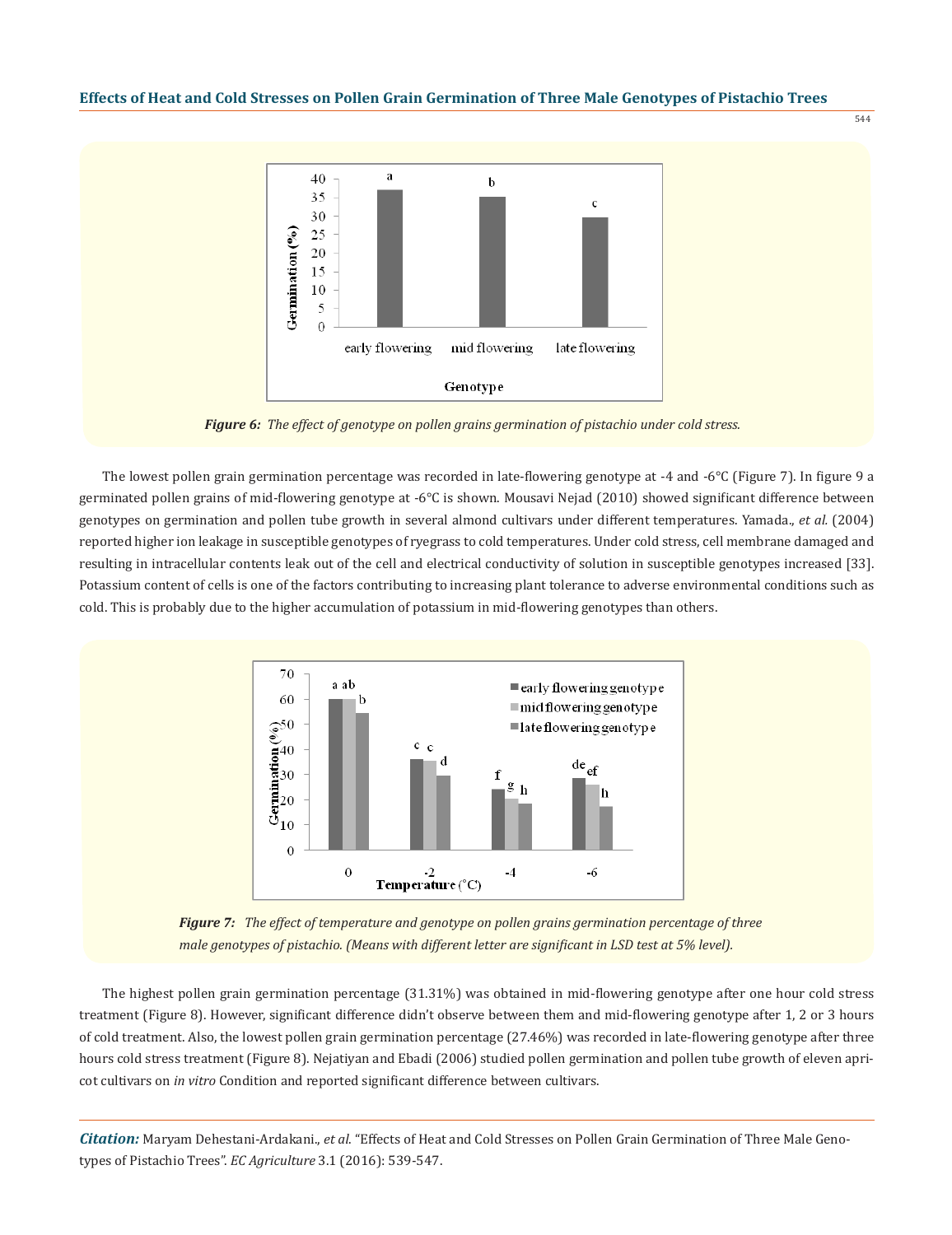*Figure 6: The effect of genotype on pollen grains germination of pistachio under cold stress.*

The lowest pollen grain germination percentage was recorded in late-flowering genotype at -4 and -6°C (Figure 7). In figure 9 a germinated pollen grains of mid-flowering genotype at -6°C is shown. Mousavi Nejad (2010) showed significant difference between genotypes on germination and pollen tube growth in several almond cultivars under different temperatures. Yamada., *et al.* (2004) reported higher ion leakage in susceptible genotypes of ryegrass to cold temperatures. Under cold stress, cell membrane damaged and resulting in intracellular contents leak out of the cell and electrical conductivity of solution in susceptible genotypes increased [33]. Potassium content of cells is one of the factors contributing to increasing plant tolerance to adverse environmental conditions such as cold. This is probably due to the higher accumulation of potassium in mid-flowering genotypes than others.

*Figure 7: The effect of temperature and genotype on pollen grains germination percentage of three male genotypes of pistachio. (Means with different letter are significant in LSD test at 5% level).*

The highest pollen grain germination percentage (31.31%) was obtained in mid-flowering genotype after one hour cold stress treatment (Figure 8). However, significant difference didn't observe between them and mid-flowering genotype after 1, 2 or 3 hours of cold treatment. Also, the lowest pollen grain germination percentage (27.46%) was recorded in late-flowering genotype after three hours cold stress treatment (Figure 8). Nejatiyan and Ebadi (2006) studied pollen germination and pollen tube growth of eleven apricot cultivars on *in vitro* Condition and reported significant difference between cultivars.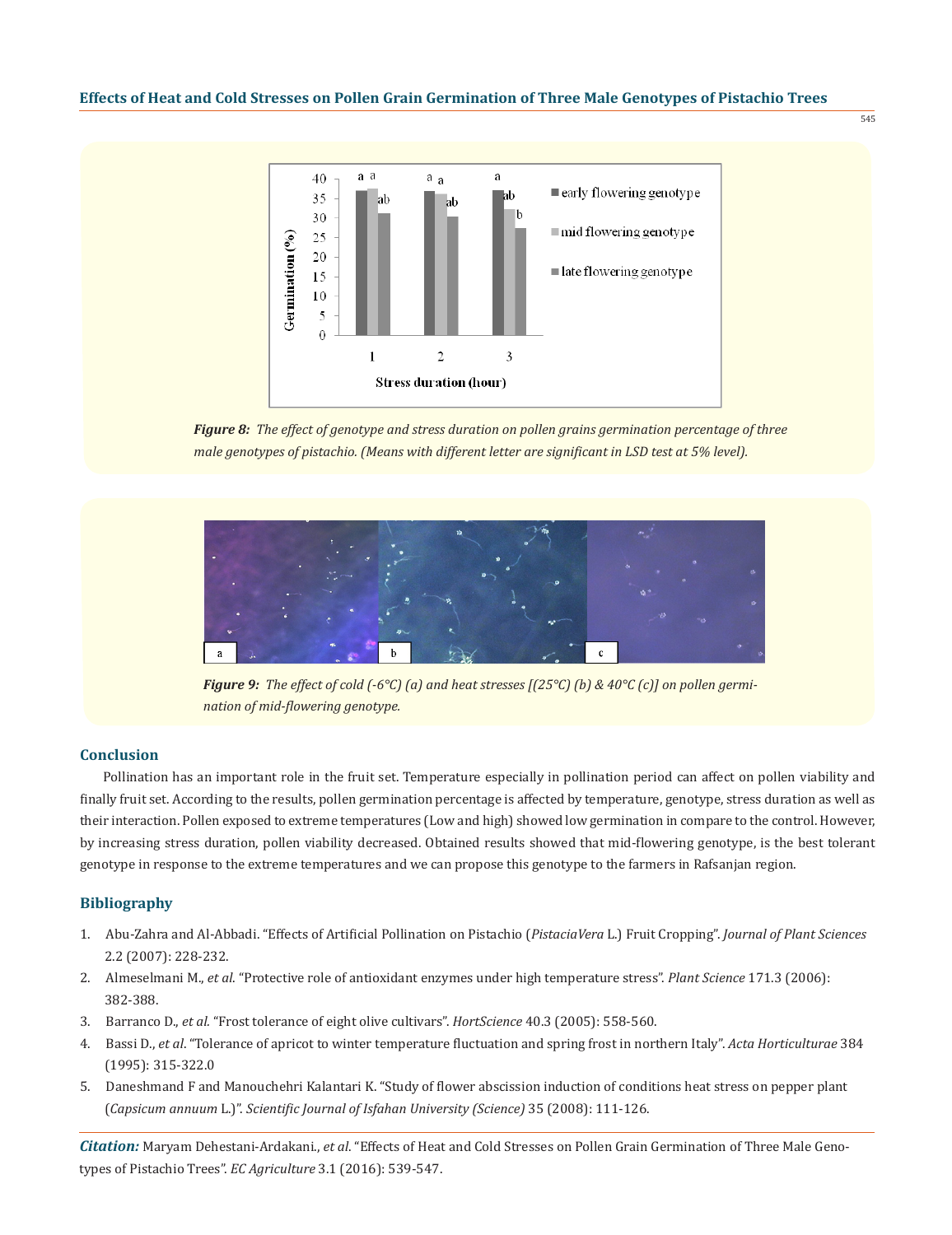*Figure 8: The effect of genotype and stress duration on pollen grains germination percentage of three male genotypes of pistachio. (Means with different letter are significant in LSD test at 5% level).*

*Figure 9: The effect of cold (-6°C) (a) and heat stresses [(25°C) (b) & 40°C (c)] on pollen germination of mid-flowering genotype.*

## Conclusion

Pollination has an important role in the fruit set. Temperature especially in pollination period can affect on pollen viability and finally fruit set. According to the results, pollen germination percentage is affected by temperature, genotype, stress duration as well as their interaction. Pollen exposed to extreme temperatures (Low and high) showed low germination in compare to the control. However, by increasing stress duration, pollen viability decreased. Obtained results showed that mid-flowering genotype, is the best tolerant genotype in response to the extreme temperatures and we can propose this genotype to the farmers in Rafsanjan region.

## Bibliography

1. Abu-Zahra and Al-Abbadi. "Effects of Artificial Pollination on Pistachio (*PistaciaVera* L.) Fruit Cropping". *Journal of Plant Sciences* 2.2 (2007): 228-232.
2. Almeselmani M., *et al*. "Protective role of antioxidant enzymes under high temperature stress". *Plant Science* 171.3 (2006): 382-388.
3. Barranco D., *et al*. "Frost tolerance of eight olive cultivars". *HortScience* 40.3 (2005): 558-560.
4. Bassi D., *et al*. "Tolerance of apricot to winter temperature fluctuation and spring frost in northern Italy". *Acta Horticulturae* 384 (1995): 315-322.0
5. Daneshmand F and Manouchehri Kalantari K. "Study of flower abscission induction of conditions heat stress on pepper plant (*Capsicum annuum* L.)". *Scientific Journal of Isfahan University (Science)* 35 (2008): 111-126.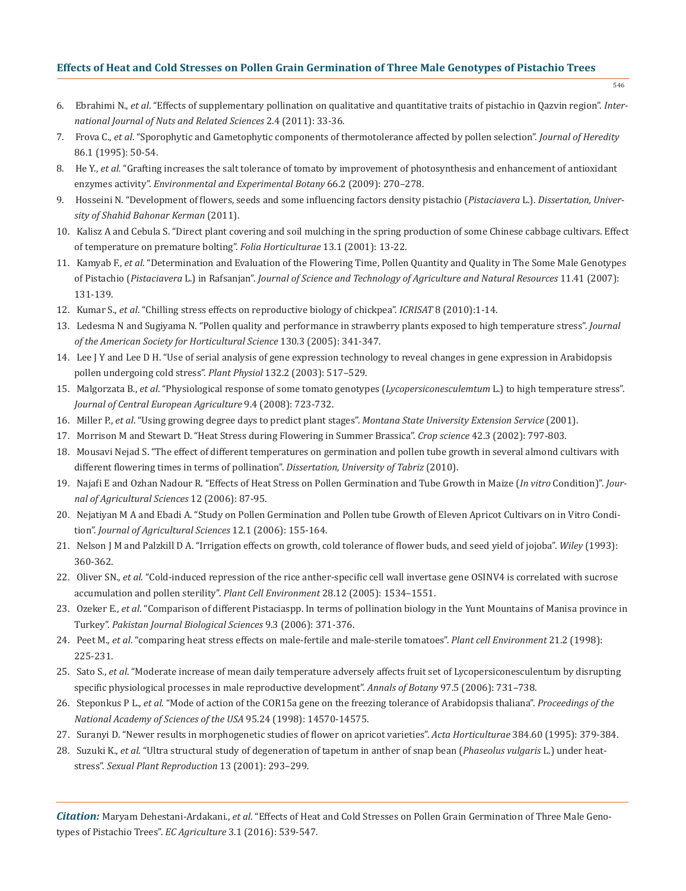6. Ebrahimi N., *et al*. "Effects of supplementary pollination on qualitative and quantitative traits of pistachio in Qazvin region". *International Journal of Nuts and Related Sciences* 2.4 (2011): 33-36.
7. Frova C., *et al*. "Sporophytic and Gametophytic components of thermotolerance affected by pollen selection". *Journal of Heredity* 86.1 (1995): 50-54.
8. He Y., *et al*. "Grafting increases the salt tolerance of tomato by improvement of photosynthesis and enhancement of antioxidant enzymes activity". *Environmental and Experimental Botany* 66.2 (2009): 270–278.
9. Hosseini N. "Development of flowers, seeds and some influencing factors density pistachio (*Pistaciavera* L.). *Dissertation, University of Shahid Bahonar Kerman* (2011).
10. Kalisz A and Cebula S. "Direct plant covering and soil mulching in the spring production of some Chinese cabbage cultivars. Effect of temperature on premature bolting". *Folia Horticulturae* 13.1 (2001): 13-22.
11. Kamyab F., *et al*. "Determination and Evaluation of the Flowering Time, Pollen Quantity and Quality in The Some Male Genotypes of Pistachio (*Pistaciavera* L.) in Rafsanjan". *Journal of Science and Technology of Agriculture and Natural Resources* 11.41 (2007): 131-139.
12. Kumar S., *et al*. "Chilling stress effects on reproductive biology of chickpea". *ICRISAT* 8 (2010):1-14.
13. Ledesma N and Sugiyama N. "Pollen quality and performance in strawberry plants exposed to high temperature stress". *Journal of the American Society for Horticultural Science* 130.3 (2005): 341-347.
14. Lee J Y and Lee D H. "Use of serial analysis of gene expression technology to reveal changes in gene expression in Arabidopsis pollen undergoing cold stress". *Plant Physiol* 132.2 (2003): 517–529.
15. Malgorzata B., *et al*. "Physiological response of some tomato genotypes (*Lycopersiconesculemtum* L.) to high temperature stress". *Journal of Central European Agriculture* 9.4 (2008): 723-732.
16. Miller P., *et al*. "Using growing degree days to predict plant stages". *Montana State University Extension Service* (2001).
17. Morrison M and Stewart D. "Heat Stress during Flowering in Summer Brassica". *Crop science* 42.3 (2002): 797-803.
18. Mousavi Nejad S. "The effect of different temperatures on germination and pollen tube growth in several almond cultivars with different flowering times in terms of pollination". *Dissertation, University of Tabriz* (2010).
19. Najafi E and Ozhan Nadour R. "Effects of Heat Stress on Pollen Germination and Tube Growth in Maize (*In vitro* Condition)". *Journal of Agricultural Sciences* 12 (2006): 87-95.
20. Nejatiyan M A and Ebadi A. "Study on Pollen Germination and Pollen tube Growth of Eleven Apricot Cultivars on in Vitro Condition". *Journal of Agricultural Sciences* 12.1 (2006): 155-164.
21. Nelson J M and Palzkill D A. "Irrigation effects on growth, cold tolerance of flower buds, and seed yield of jojoba". *Wiley* (1993): 360-362.
22. Oliver SN., *et al*. "Cold-induced repression of the rice anther-specific cell wall invertase gene OSINV4 is correlated with sucrose accumulation and pollen sterility". *Plant Cell Environment* 28.12 (2005): 1534–1551.
23. Ozeker E., *et al*. "Comparison of different Pistaciaspp. In terms of pollination biology in the Yunt Mountains of Manisa province in Turkey". *Pakistan Journal Biological Sciences* 9.3 (2006): 371-376.
24. Peet M., *et al*. "comparing heat stress effects on male-fertile and male-sterile tomatoes". *Plant cell Environment* 21.2 (1998): 225-231.
25. Sato S., *et al*. "Moderate increase of mean daily temperature adversely affects fruit set of Lycopersiconesculentum by disrupting specific physiological processes in male reproductive development". *Annals of Botany* 97.5 (2006): 731–738.
26. Steponkus P L., *et al*. "Mode of action of the COR15a gene on the freezing tolerance of Arabidopsis thaliana". *Proceedings of the National Academy of Sciences of the USA* 95.24 (1998): 14570-14575.
27. Suranyi D. "Newer results in morphogenetic studies of flower on apricot varieties". *Acta Horticulturae* 384.60 (1995): 379-384.
28. Suzuki K., *et al*. "Ultra structural study of degeneration of tapetum in anther of snap bean (*Phaseolus vulgaris* L.) under heat-stress". *Sexual Plant Reproduction* 13 (2001): 293–299.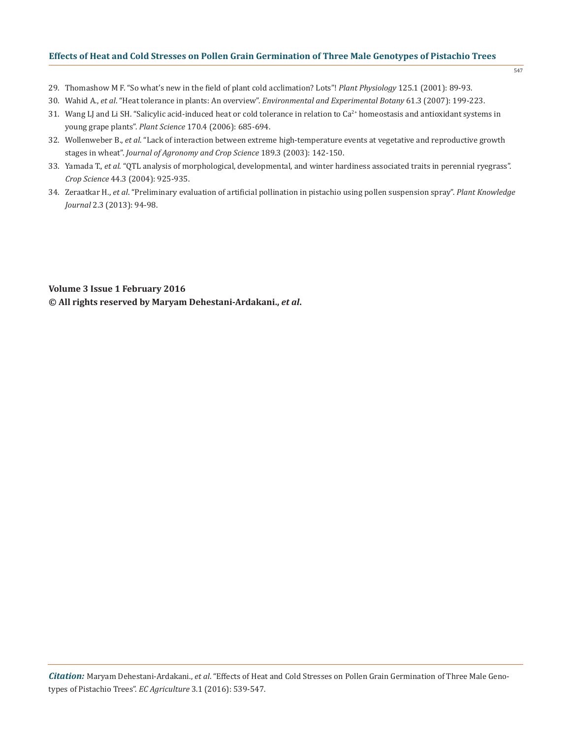29. Thomashow M F. “So what’s new in the field of plant cold acclimation? Lots”! *Plant Physiology* 125.1 (2001): 89-93.
30. Wahid A., *et al*. “Heat tolerance in plants: An overview”. *Environmental and Experimental Botany* 61.3 (2007): 199-223.
31. Wang LJ and Li SH. “Salicylic acid-induced heat or cold tolerance in relation to $Ca^{2+}$ homeostasis and antioxidant systems in young grape plants”. *Plant Science* 170.4 (2006): 685-694.
32. Wollenweber B., *et al*. “Lack of interaction between extreme high-temperature events at vegetative and reproductive growth stages in wheat”. *Journal of Agronomy and Crop Science* 189.3 (2003): 142-150.
33. Yamada T., *et al*. “QTL analysis of morphological, developmental, and winter hardiness associated traits in perennial ryegrass”. *Crop Science* 44.3 (2004): 925-935.
34. Zeraatkar H., *et al*. “Preliminary evaluation of artificial pollination in pistachio using pollen suspension spray”. *Plant Knowledge Journal* 2.3 (2013): 94-98.

**Volume 3 Issue 1 February 2016**
**© All rights reserved by Maryam Dehestani-Ardakani., *et al*.**